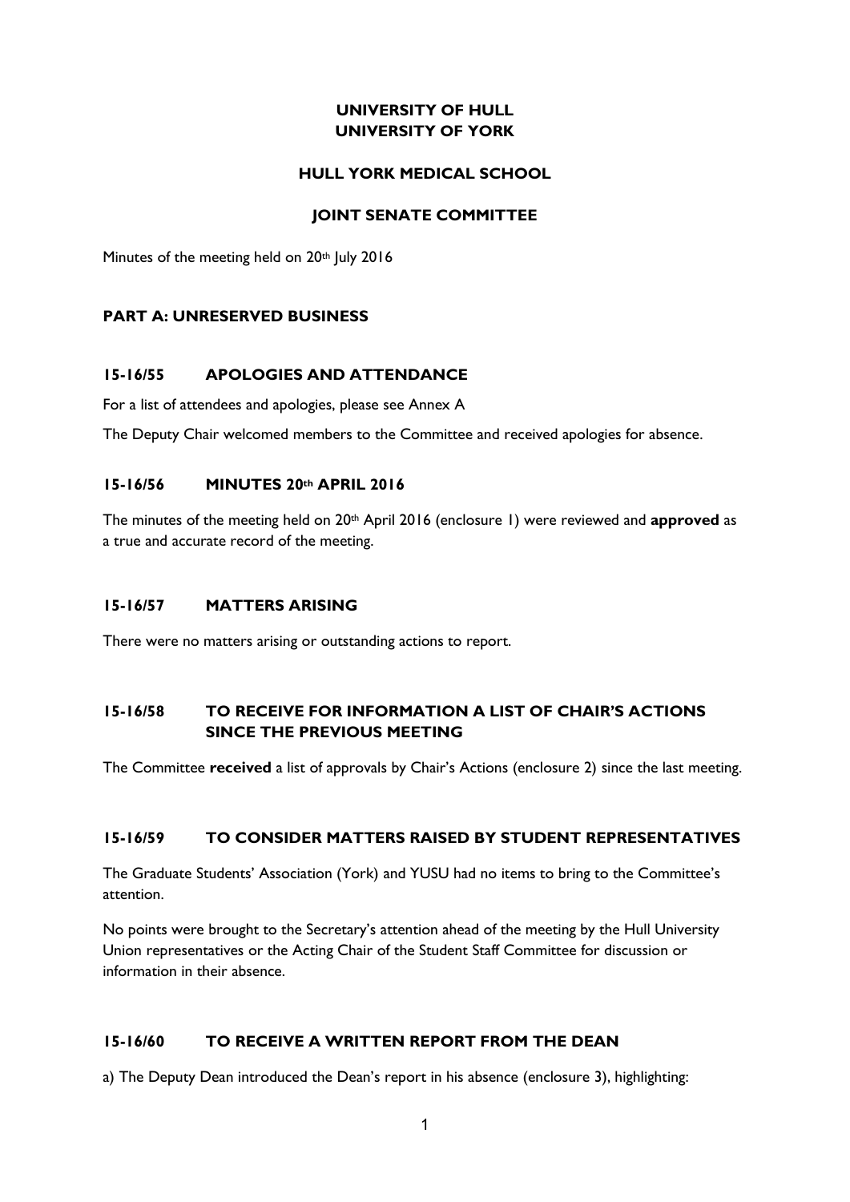# UNIVERSITY OF HULL
# UNIVERSITY OF YORK

## HULL YORK MEDICAL SCHOOL

## JOINT SENATE COMMITTEE

Minutes of the meeting held on 20th July 2016

### PART A: UNRESERVED BUSINESS

### 15-16/55 APOLOGIES AND ATTENDANCE

For a list of attendees and apologies, please see Annex A

The Deputy Chair welcomed members to the Committee and received apologies for absence.

### 15-16/56 MINUTES 20th APRIL 2016

The minutes of the meeting held on 20th April 2016 (enclosure 1) were reviewed and **approved** as a true and accurate record of the meeting.

### 15-16/57 MATTERS ARISING

There were no matters arising or outstanding actions to report.

### 15-16/58 TO RECEIVE FOR INFORMATION A LIST OF CHAIR'S ACTIONS SINCE THE PREVIOUS MEETING

The Committee **received** a list of approvals by Chair's Actions (enclosure 2) since the last meeting.

### 15-16/59 TO CONSIDER MATTERS RAISED BY STUDENT REPRESENTATIVES

The Graduate Students' Association (York) and YUSU had no items to bring to the Committee's attention.

No points were brought to the Secretary's attention ahead of the meeting by the Hull University Union representatives or the Acting Chair of the Student Staff Committee for discussion or information in their absence.

### 15-16/60 TO RECEIVE A WRITTEN REPORT FROM THE DEAN

a) The Deputy Dean introduced the Dean's report in his absence (enclosure 3), highlighting: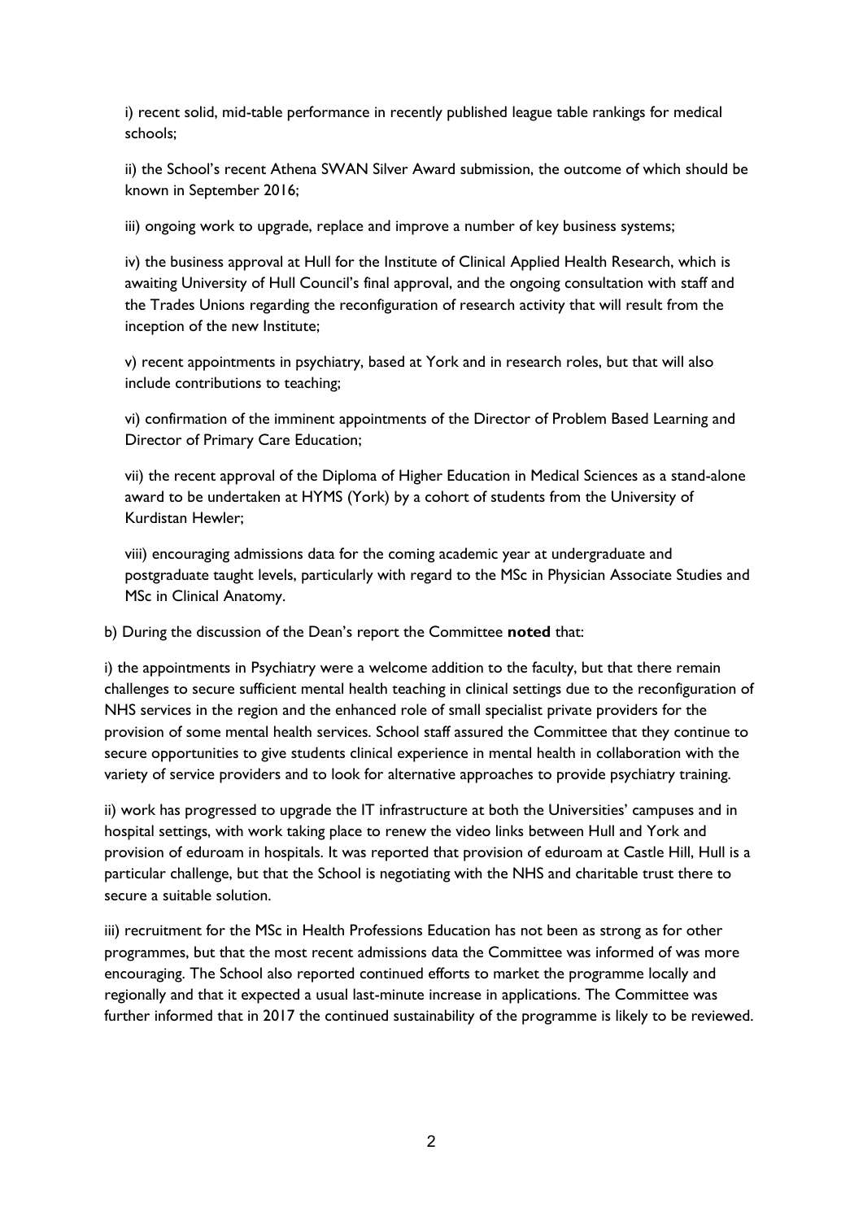i) recent solid, mid-table performance in recently published league table rankings for medical schools;

ii) the School's recent Athena SWAN Silver Award submission, the outcome of which should be known in September 2016;

iii) ongoing work to upgrade, replace and improve a number of key business systems;

iv) the business approval at Hull for the Institute of Clinical Applied Health Research, which is awaiting University of Hull Council's final approval, and the ongoing consultation with staff and the Trades Unions regarding the reconfiguration of research activity that will result from the inception of the new Institute;

v) recent appointments in psychiatry, based at York and in research roles, but that will also include contributions to teaching;

vi) confirmation of the imminent appointments of the Director of Problem Based Learning and Director of Primary Care Education;

vii) the recent approval of the Diploma of Higher Education in Medical Sciences as a stand-alone award to be undertaken at HYMS (York) by a cohort of students from the University of Kurdistan Hewler;

viii) encouraging admissions data for the coming academic year at undergraduate and postgraduate taught levels, particularly with regard to the MSc in Physician Associate Studies and MSc in Clinical Anatomy.

b) During the discussion of the Dean's report the Committee **noted** that:

i) the appointments in Psychiatry were a welcome addition to the faculty, but that there remain challenges to secure sufficient mental health teaching in clinical settings due to the reconfiguration of NHS services in the region and the enhanced role of small specialist private providers for the provision of some mental health services. School staff assured the Committee that they continue to secure opportunities to give students clinical experience in mental health in collaboration with the variety of service providers and to look for alternative approaches to provide psychiatry training.

ii) work has progressed to upgrade the IT infrastructure at both the Universities' campuses and in hospital settings, with work taking place to renew the video links between Hull and York and provision of eduroam in hospitals. It was reported that provision of eduroam at Castle Hill, Hull is a particular challenge, but that the School is negotiating with the NHS and charitable trust there to secure a suitable solution.

iii) recruitment for the MSc in Health Professions Education has not been as strong as for other programmes, but that the most recent admissions data the Committee was informed of was more encouraging. The School also reported continued efforts to market the programme locally and regionally and that it expected a usual last-minute increase in applications. The Committee was further informed that in 2017 the continued sustainability of the programme is likely to be reviewed.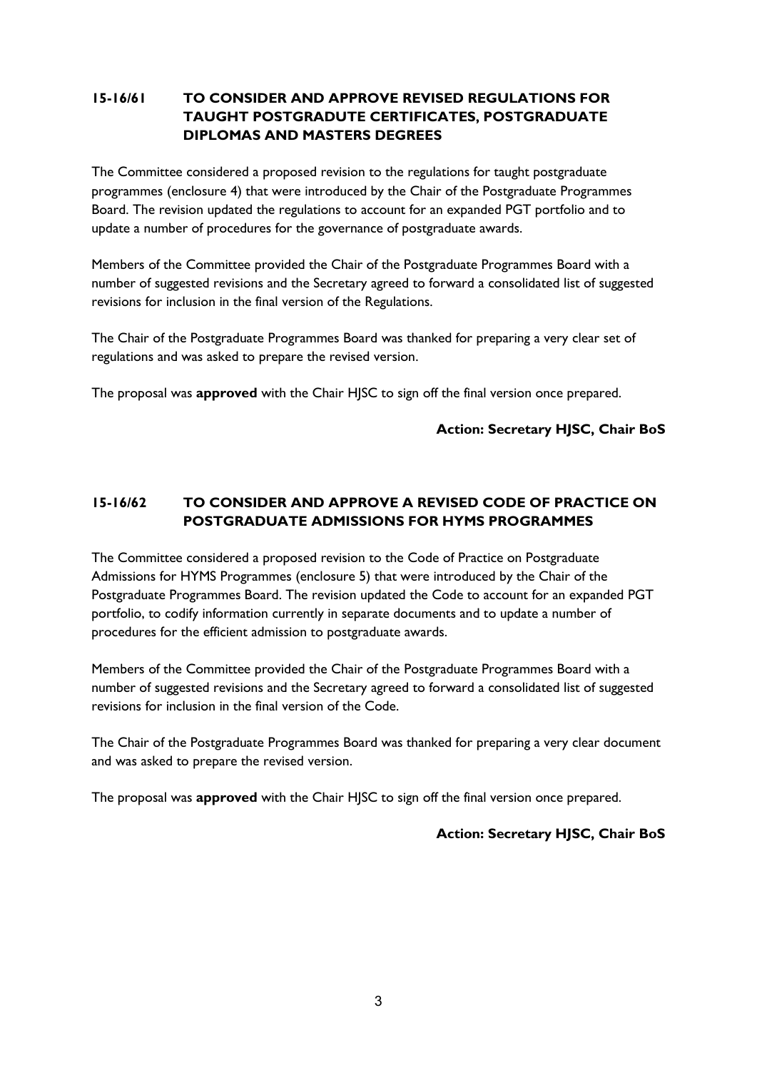## 15-16/61 TO CONSIDER AND APPROVE REVISED REGULATIONS FOR TAUGHT POSTGRADUTE CERTIFICATES, POSTGRADUATE DIPLOMAS AND MASTERS DEGREES

The Committee considered a proposed revision to the regulations for taught postgraduate programmes (enclosure 4) that were introduced by the Chair of the Postgraduate Programmes Board. The revision updated the regulations to account for an expanded PGT portfolio and to update a number of procedures for the governance of postgraduate awards.

Members of the Committee provided the Chair of the Postgraduate Programmes Board with a number of suggested revisions and the Secretary agreed to forward a consolidated list of suggested revisions for inclusion in the final version of the Regulations.

The Chair of the Postgraduate Programmes Board was thanked for preparing a very clear set of regulations and was asked to prepare the revised version.

The proposal was **approved** with the Chair HJSC to sign off the final version once prepared.

**Action: Secretary HJSC, Chair BoS**

## 15-16/62 TO CONSIDER AND APPROVE A REVISED CODE OF PRACTICE ON POSTGRADUATE ADMISSIONS FOR HYMS PROGRAMMES

The Committee considered a proposed revision to the Code of Practice on Postgraduate Admissions for HYMS Programmes (enclosure 5) that were introduced by the Chair of the Postgraduate Programmes Board. The revision updated the Code to account for an expanded PGT portfolio, to codify information currently in separate documents and to update a number of procedures for the efficient admission to postgraduate awards.

Members of the Committee provided the Chair of the Postgraduate Programmes Board with a number of suggested revisions and the Secretary agreed to forward a consolidated list of suggested revisions for inclusion in the final version of the Code.

The Chair of the Postgraduate Programmes Board was thanked for preparing a very clear document and was asked to prepare the revised version.

The proposal was **approved** with the Chair HJSC to sign off the final version once prepared.

**Action: Secretary HJSC, Chair BoS**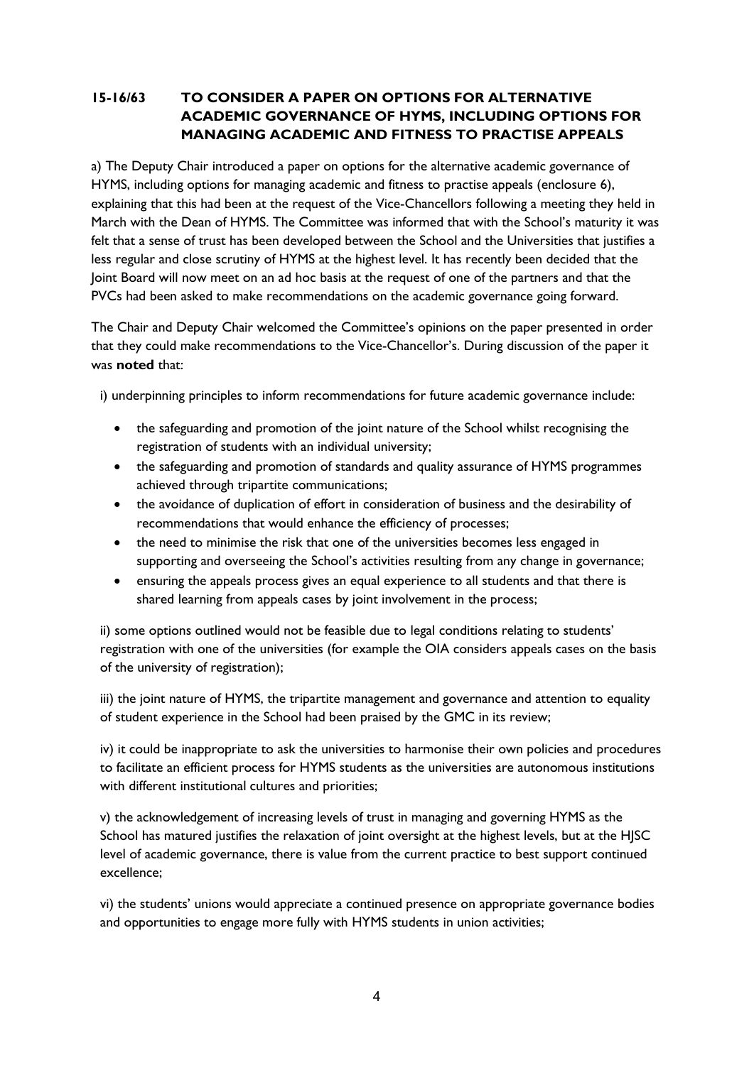**15-16/63 TO CONSIDER A PAPER ON OPTIONS FOR ALTERNATIVE ACADEMIC GOVERNANCE OF HYMS, INCLUDING OPTIONS FOR MANAGING ACADEMIC AND FITNESS TO PRACTISE APPEALS**

a) The Deputy Chair introduced a paper on options for the alternative academic governance of HYMS, including options for managing academic and fitness to practise appeals (enclosure 6), explaining that this had been at the request of the Vice-Chancellors following a meeting they held in March with the Dean of HYMS. The Committee was informed that with the School's maturity it was felt that a sense of trust has been developed between the School and the Universities that justifies a less regular and close scrutiny of HYMS at the highest level. It has recently been decided that the Joint Board will now meet on an ad hoc basis at the request of one of the partners and that the PVCs had been asked to make recommendations on the academic governance going forward.

The Chair and Deputy Chair welcomed the Committee's opinions on the paper presented in order that they could make recommendations to the Vice-Chancellor's. During discussion of the paper it was **noted** that:

i) underpinning principles to inform recommendations for future academic governance include:

- the safeguarding and promotion of the joint nature of the School whilst recognising the registration of students with an individual university;
- the safeguarding and promotion of standards and quality assurance of HYMS programmes achieved through tripartite communications;
- the avoidance of duplication of effort in consideration of business and the desirability of recommendations that would enhance the efficiency of processes;
- the need to minimise the risk that one of the universities becomes less engaged in supporting and overseeing the School's activities resulting from any change in governance;
- ensuring the appeals process gives an equal experience to all students and that there is shared learning from appeals cases by joint involvement in the process;

ii) some options outlined would not be feasible due to legal conditions relating to students' registration with one of the universities (for example the OIA considers appeals cases on the basis of the university of registration);

iii) the joint nature of HYMS, the tripartite management and governance and attention to equality of student experience in the School had been praised by the GMC in its review;

iv) it could be inappropriate to ask the universities to harmonise their own policies and procedures to facilitate an efficient process for HYMS students as the universities are autonomous institutions with different institutional cultures and priorities;

v) the acknowledgement of increasing levels of trust in managing and governing HYMS as the School has matured justifies the relaxation of joint oversight at the highest levels, but at the HJSC level of academic governance, there is value from the current practice to best support continued excellence;

vi) the students' unions would appreciate a continued presence on appropriate governance bodies and opportunities to engage more fully with HYMS students in union activities;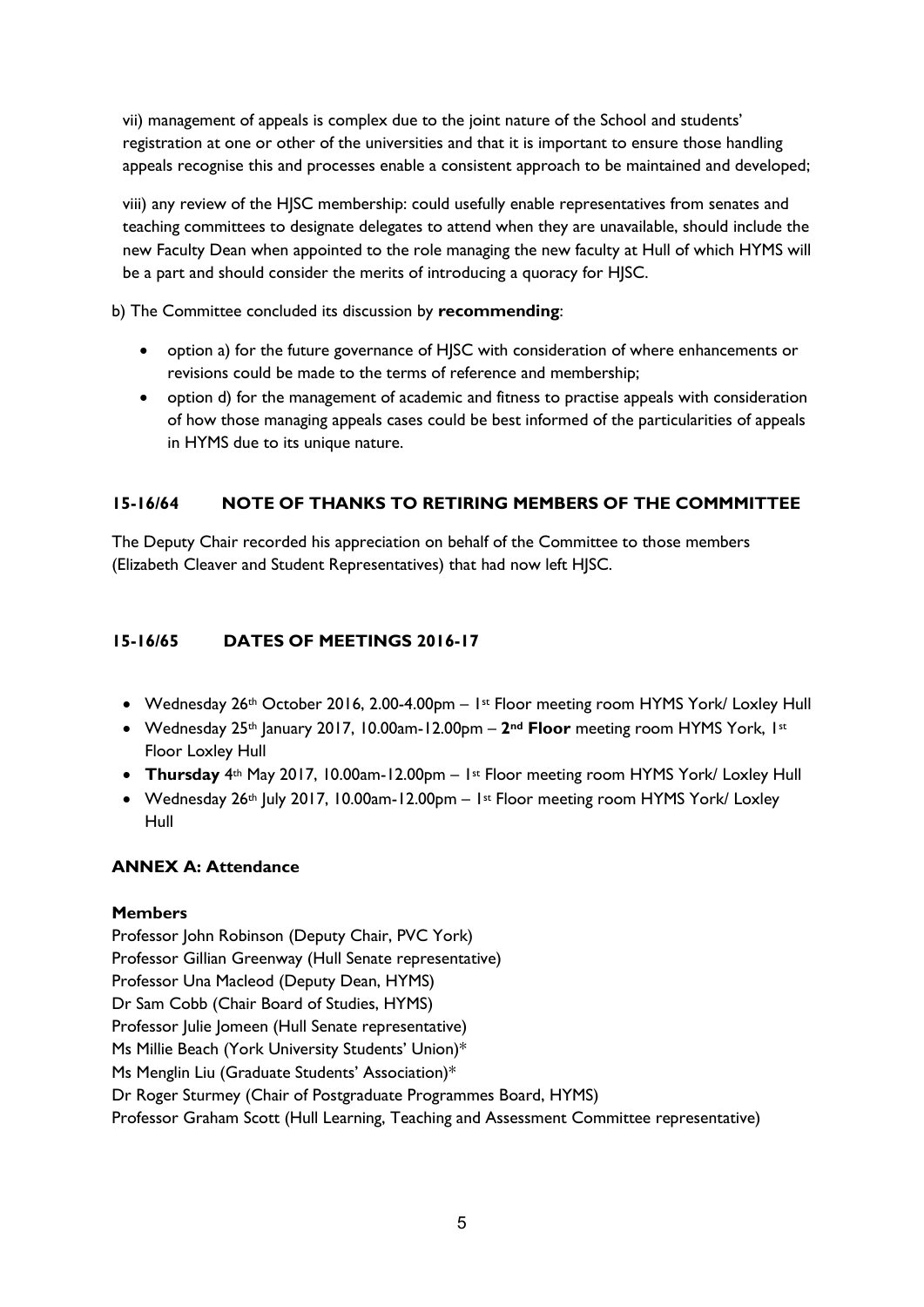vii) management of appeals is complex due to the joint nature of the School and students' registration at one or other of the universities and that it is important to ensure those handling appeals recognise this and processes enable a consistent approach to be maintained and developed;

viii) any review of the HJSC membership: could usefully enable representatives from senates and teaching committees to designate delegates to attend when they are unavailable, should include the new Faculty Dean when appointed to the role managing the new faculty at Hull of which HYMS will be a part and should consider the merits of introducing a quoracy for HJSC.

b) The Committee concluded its discussion by **recommending**:

- option a) for the future governance of HJSC with consideration of where enhancements or revisions could be made to the terms of reference and membership;
- option d) for the management of academic and fitness to practise appeals with consideration of how those managing appeals cases could be best informed of the particularities of appeals in HYMS due to its unique nature.

### 15-16/64 NOTE OF THANKS TO RETIRING MEMBERS OF THE COMMMITTEE

The Deputy Chair recorded his appreciation on behalf of the Committee to those members (Elizabeth Cleaver and Student Representatives) that had now left HJSC.

### 15-16/65 DATES OF MEETINGS 2016-17

- Wednesday 26th October 2016, 2.00-4.00pm – 1st Floor meeting room HYMS York/ Loxley Hull
- Wednesday 25th January 2017, 10.00am-12.00pm – **2nd Floor** meeting room HYMS York, 1st Floor Loxley Hull
- **Thursday** 4th May 2017, 10.00am-12.00pm – 1st Floor meeting room HYMS York/ Loxley Hull
- Wednesday 26th July 2017, 10.00am-12.00pm – 1st Floor meeting room HYMS York/ Loxley Hull

### ANNEX A: Attendance

**Members**

Professor John Robinson (Deputy Chair, PVC York)
Professor Gillian Greenway (Hull Senate representative)
Professor Una Macleod (Deputy Dean, HYMS)
Dr Sam Cobb (Chair Board of Studies, HYMS)
Professor Julie Jomeen (Hull Senate representative)
Ms Millie Beach (York University Students' Union)*
Ms Menglin Liu (Graduate Students' Association)*
Dr Roger Sturmey (Chair of Postgraduate Programmes Board, HYMS)
Professor Graham Scott (Hull Learning, Teaching and Assessment Committee representative)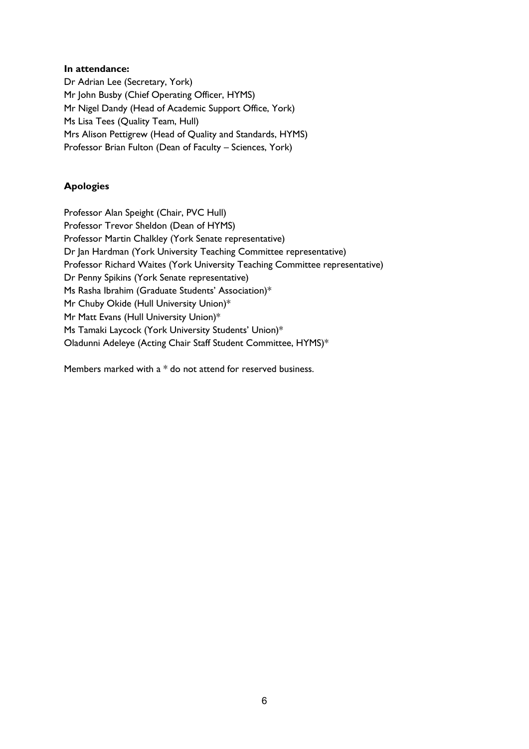**In attendance:**

Dr Adrian Lee (Secretary, York)
Mr John Busby (Chief Operating Officer, HYMS)
Mr Nigel Dandy (Head of Academic Support Office, York)
Ms Lisa Tees (Quality Team, Hull)
Mrs Alison Pettigrew (Head of Quality and Standards, HYMS)
Professor Brian Fulton (Dean of Faculty – Sciences, York)

**Apologies**

Professor Alan Speight (Chair, PVC Hull)
Professor Trevor Sheldon (Dean of HYMS)
Professor Martin Chalkley (York Senate representative)
Dr Jan Hardman (York University Teaching Committee representative)
Professor Richard Waites (York University Teaching Committee representative)
Dr Penny Spikins (York Senate representative)
Ms Rasha Ibrahim (Graduate Students' Association)*
Mr Chuby Okide (Hull University Union)*
Mr Matt Evans (Hull University Union)*
Ms Tamaki Laycock (York University Students' Union)*
Oladunni Adeleye (Acting Chair Staff Student Committee, HYMS)*

Members marked with a * do not attend for reserved business.